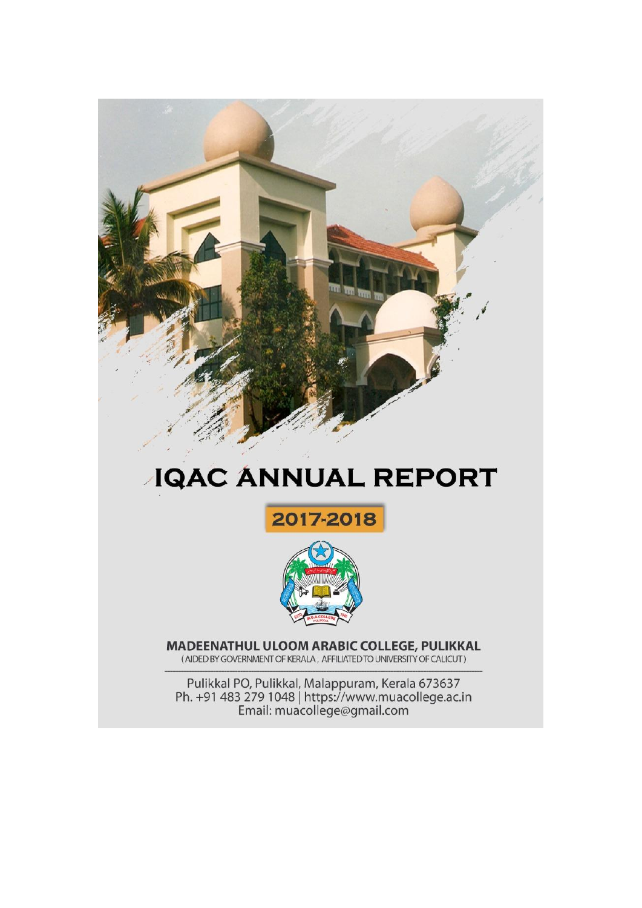# IQAC ANNUAL REPORT

## 2017-2018

**MADEENATHUL ULOOM ARABIC COLLEGE, PULIKKAL**

(AIDED BY GOVERNMENT OF KERALA , AFFILIATED TO UNIVERSITY OF CALICUT)

Pulikkal PO, Pulikkal, Malappuram, Kerala 673637
Ph. +91 483 279 1048 | https://www.muacollege.ac.in
Email: muacollege@gmail.com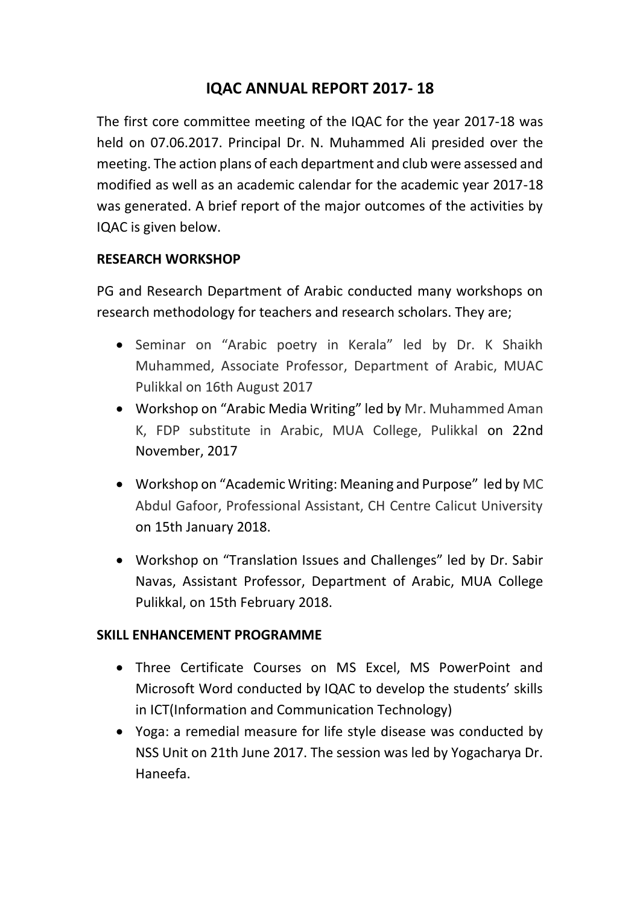# IQAC ANNUAL REPORT 2017- 18

The first core committee meeting of the IQAC for the year 2017-18 was held on 07.06.2017. Principal Dr. N. Muhammed Ali presided over the meeting. The action plans of each department and club were assessed and modified as well as an academic calendar for the academic year 2017-18 was generated. A brief report of the major outcomes of the activities by IQAC is given below.

**RESEARCH WORKSHOP**

PG and Research Department of Arabic conducted many workshops on research methodology for teachers and research scholars. They are;

- Seminar on "Arabic poetry in Kerala" led by Dr. K Shaikh Muhammed, Associate Professor, Department of Arabic, MUAC Pulikkal on 16th August 2017
- Workshop on "Arabic Media Writing" led by Mr. Muhammed Aman K, FDP substitute in Arabic, MUA College, Pulikkal on 22nd November, 2017
- Workshop on "Academic Writing: Meaning and Purpose" led by MC Abdul Gafoor, Professional Assistant, CH Centre Calicut University on 15th January 2018.
- Workshop on "Translation Issues and Challenges" led by Dr. Sabir Navas, Assistant Professor, Department of Arabic, MUA College Pulikkal, on 15th February 2018.

**SKILL ENHANCEMENT PROGRAMME**

- Three Certificate Courses on MS Excel, MS PowerPoint and Microsoft Word conducted by IQAC to develop the students' skills in ICT(Information and Communication Technology)
- Yoga: a remedial measure for life style disease was conducted by NSS Unit on 21th June 2017. The session was led by Yogacharya Dr. Haneefa.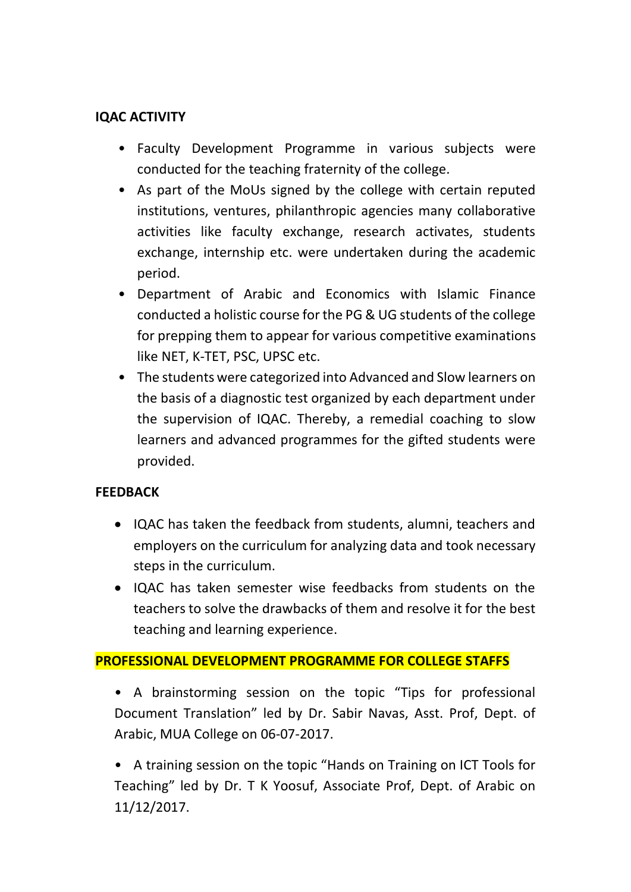**IQAC ACTIVITY**

- Faculty Development Programme in various subjects were conducted for the teaching fraternity of the college.
- As part of the MoUs signed by the college with certain reputed institutions, ventures, philanthropic agencies many collaborative activities like faculty exchange, research activates, students exchange, internship etc. were undertaken during the academic period.
- Department of Arabic and Economics with Islamic Finance conducted a holistic course for the PG & UG students of the college for prepping them to appear for various competitive examinations like NET, K-TET, PSC, UPSC etc.
- The students were categorized into Advanced and Slow learners on the basis of a diagnostic test organized by each department under the supervision of IQAC. Thereby, a remedial coaching to slow learners and advanced programmes for the gifted students were provided.

**FEEDBACK**

- IQAC has taken the feedback from students, alumni, teachers and employers on the curriculum for analyzing data and took necessary steps in the curriculum.
- IQAC has taken semester wise feedbacks from students on the teachers to solve the drawbacks of them and resolve it for the best teaching and learning experience.

**PROFESSIONAL DEVELOPMENT PROGRAMME FOR COLLEGE STAFFS**

- A brainstorming session on the topic "Tips for professional Document Translation" led by Dr. Sabir Navas, Asst. Prof, Dept. of Arabic, MUA College on 06-07-2017.

- A training session on the topic "Hands on Training on ICT Tools for Teaching" led by Dr. T K Yoosuf, Associate Prof, Dept. of Arabic on 11/12/2017.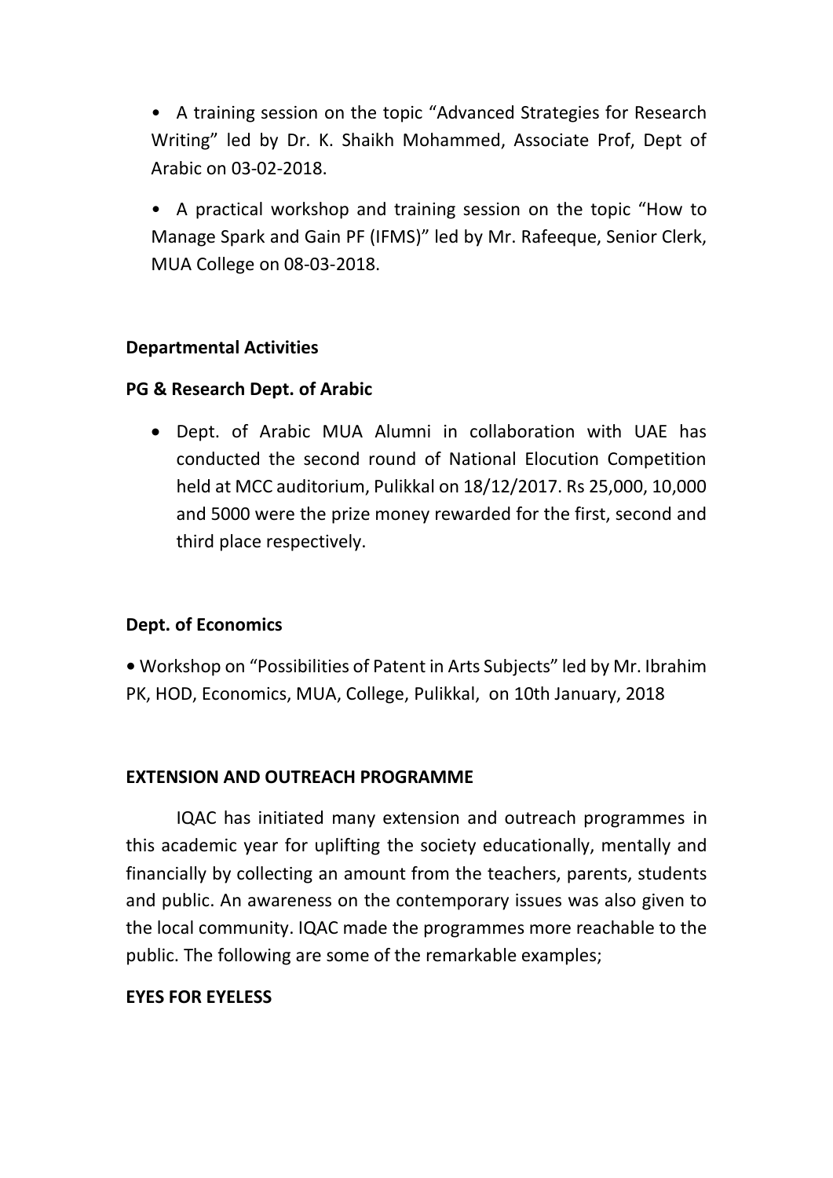- A training session on the topic “Advanced Strategies for Research Writing” led by Dr. K. Shaikh Mohammed, Associate Prof, Dept of Arabic on 03-02-2018.
- A practical workshop and training session on the topic “How to Manage Spark and Gain PF (IFMS)” led by Mr. Rafeeque, Senior Clerk, MUA College on 08-03-2018.

**Departmental Activities**

**PG & Research Dept. of Arabic**

- Dept. of Arabic MUA Alumni in collaboration with UAE has conducted the second round of National Elocution Competition held at MCC auditorium, Pulikkal on 18/12/2017. Rs 25,000, 10,000 and 5000 were the prize money rewarded for the first, second and third place respectively.

**Dept. of Economics**

- Workshop on “Possibilities of Patent in Arts Subjects” led by Mr. Ibrahim PK, HOD, Economics, MUA, College, Pulikkal, on 10th January, 2018

**EXTENSION AND OUTREACH PROGRAMME**

IQAC has initiated many extension and outreach programmes in this academic year for uplifting the society educationally, mentally and financially by collecting an amount from the teachers, parents, students and public. An awareness on the contemporary issues was also given to the local community. IQAC made the programmes more reachable to the public. The following are some of the remarkable examples;

**EYES FOR EYELESS**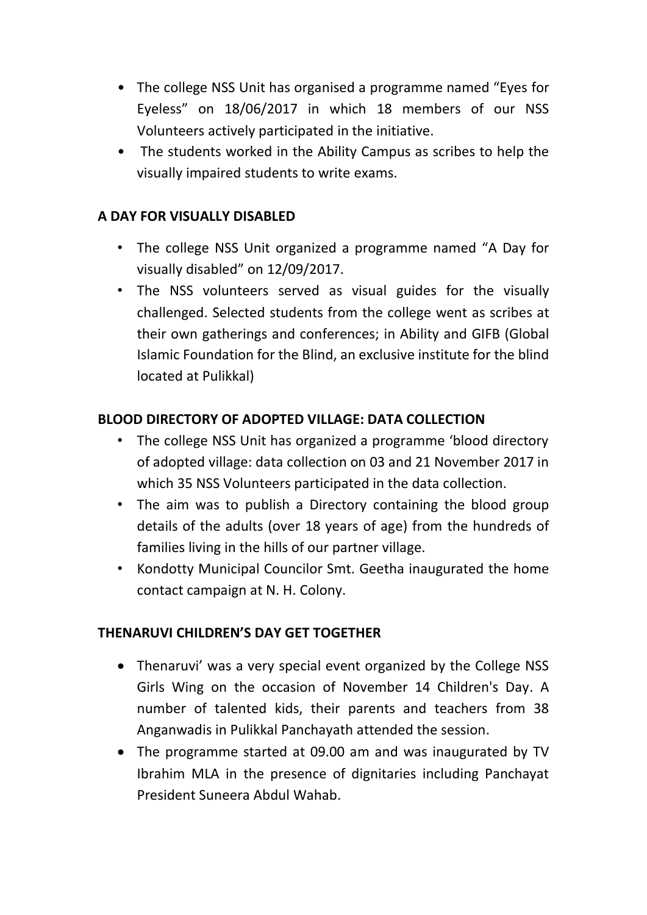- The college NSS Unit has organised a programme named "Eyes for Eyeless" on 18/06/2017 in which 18 members of our NSS Volunteers actively participated in the initiative.
- The students worked in the Ability Campus as scribes to help the visually impaired students to write exams.

**A DAY FOR VISUALLY DISABLED**

- The college NSS Unit organized a programme named "A Day for visually disabled" on 12/09/2017.
- The NSS volunteers served as visual guides for the visually challenged. Selected students from the college went as scribes at their own gatherings and conferences; in Ability and GIFB (Global Islamic Foundation for the Blind, an exclusive institute for the blind located at Pulikkal)

**BLOOD DIRECTORY OF ADOPTED VILLAGE: DATA COLLECTION**

- The college NSS Unit has organized a programme 'blood directory of adopted village: data collection on 03 and 21 November 2017 in which 35 NSS Volunteers participated in the data collection.
- The aim was to publish a Directory containing the blood group details of the adults (over 18 years of age) from the hundreds of families living in the hills of our partner village.
- Kondotty Municipal Councilor Smt. Geetha inaugurated the home contact campaign at N. H. Colony.

**THENARUVI CHILDREN'S DAY GET TOGETHER**

- Thenaruvi' was a very special event organized by the College NSS Girls Wing on the occasion of November 14 Children's Day. A number of talented kids, their parents and teachers from 38 Anganwadis in Pulikkal Panchayath attended the session.
- The programme started at 09.00 am and was inaugurated by TV Ibrahim MLA in the presence of dignitaries including Panchayat President Suneera Abdul Wahab.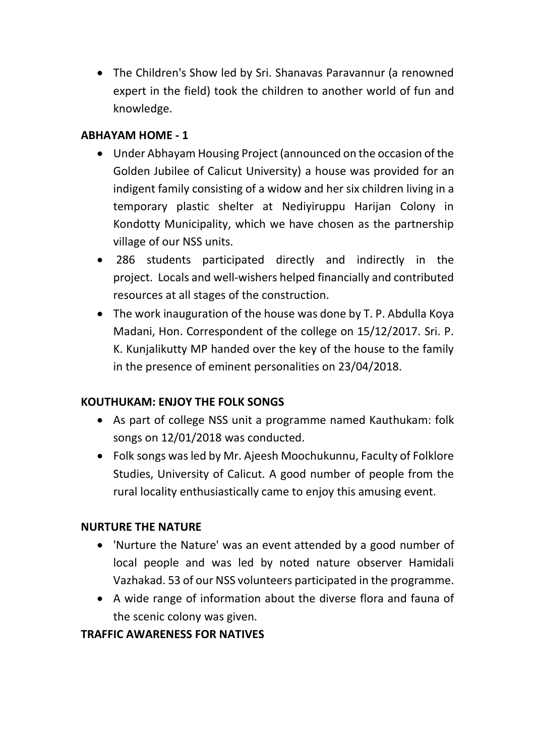- The Children's Show led by Sri. Shanavas Paravannur (a renowned expert in the field) took the children to another world of fun and knowledge.

**ABHAYAM HOME - 1**

- Under Abhayam Housing Project (announced on the occasion of the Golden Jubilee of Calicut University) a house was provided for an indigent family consisting of a widow and her six children living in a temporary plastic shelter at Nediyiruppu Harijan Colony in Kondotty Municipality, which we have chosen as the partnership village of our NSS units.
- 286 students participated directly and indirectly in the project. Locals and well-wishers helped financially and contributed resources at all stages of the construction.
- The work inauguration of the house was done by T. P. Abdulla Koya Madani, Hon. Correspondent of the college on 15/12/2017. Sri. P. K. Kunjalikutty MP handed over the key of the house to the family in the presence of eminent personalities on 23/04/2018.

**KOUTHUKAM: ENJOY THE FOLK SONGS**

- As part of college NSS unit a programme named Kauthukam: folk songs on 12/01/2018 was conducted.
- Folk songs was led by Mr. Ajeesh Moochukunnu, Faculty of Folklore Studies, University of Calicut. A good number of people from the rural locality enthusiastically came to enjoy this amusing event.

**NURTURE THE NATURE**

- 'Nurture the Nature' was an event attended by a good number of local people and was led by noted nature observer Hamidali Vazhakad. 53 of our NSS volunteers participated in the programme.
- A wide range of information about the diverse flora and fauna of the scenic colony was given.

**TRAFFIC AWARENESS FOR NATIVES**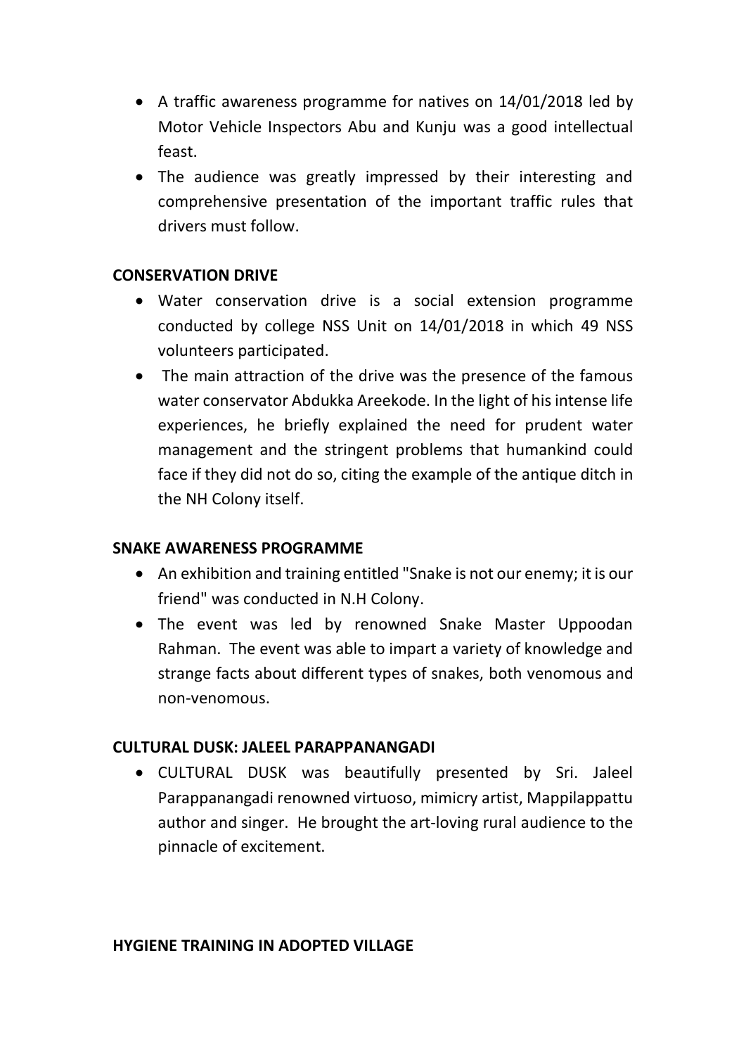- A traffic awareness programme for natives on 14/01/2018 led by Motor Vehicle Inspectors Abu and Kunju was a good intellectual feast.
- The audience was greatly impressed by their interesting and comprehensive presentation of the important traffic rules that drivers must follow.

**CONSERVATION DRIVE**

- Water conservation drive is a social extension programme conducted by college NSS Unit on 14/01/2018 in which 49 NSS volunteers participated.
- The main attraction of the drive was the presence of the famous water conservator Abdukka Areekode. In the light of his intense life experiences, he briefly explained the need for prudent water management and the stringent problems that humankind could face if they did not do so, citing the example of the antique ditch in the NH Colony itself.

**SNAKE AWARENESS PROGRAMME**

- An exhibition and training entitled "Snake is not our enemy; it is our friend" was conducted in N.H Colony.
- The event was led by renowned Snake Master Uppoodan Rahman. The event was able to impart a variety of knowledge and strange facts about different types of snakes, both venomous and non-venomous.

**CULTURAL DUSK: JALEEL PARAPPANANGADI**

- CULTURAL DUSK was beautifully presented by Sri. Jaleel Parappanangadi renowned virtuoso, mimicry artist, Mappilappattu author and singer. He brought the art-loving rural audience to the pinnacle of excitement.

**HYGIENE TRAINING IN ADOPTED VILLAGE**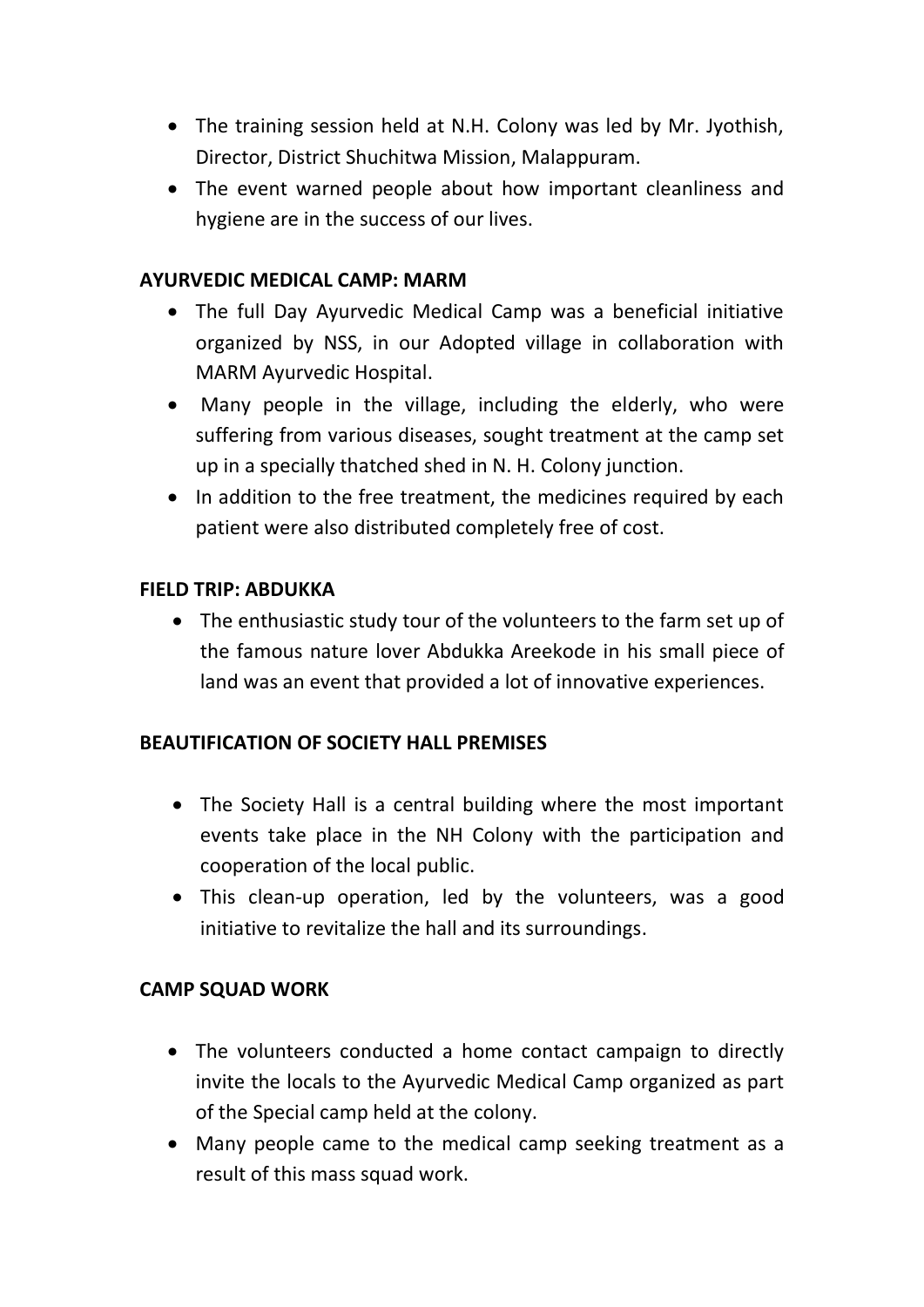- The training session held at N.H. Colony was led by Mr. Jyothish, Director, District Shuchitwa Mission, Malappuram.
- The event warned people about how important cleanliness and hygiene are in the success of our lives.

**AYURVEDIC MEDICAL CAMP: MARM**

- The full Day Ayurvedic Medical Camp was a beneficial initiative organized by NSS, in our Adopted village in collaboration with MARM Ayurvedic Hospital.
- Many people in the village, including the elderly, who were suffering from various diseases, sought treatment at the camp set up in a specially thatched shed in N. H. Colony junction.
- In addition to the free treatment, the medicines required by each patient were also distributed completely free of cost.

**FIELD TRIP: ABDUKKA**

- The enthusiastic study tour of the volunteers to the farm set up of the famous nature lover Abdukka Areekode in his small piece of land was an event that provided a lot of innovative experiences.

**BEAUTIFICATION OF SOCIETY HALL PREMISES**

- The Society Hall is a central building where the most important events take place in the NH Colony with the participation and cooperation of the local public.
- This clean-up operation, led by the volunteers, was a good initiative to revitalize the hall and its surroundings.

**CAMP SQUAD WORK**

- The volunteers conducted a home contact campaign to directly invite the locals to the Ayurvedic Medical Camp organized as part of the Special camp held at the colony.
- Many people came to the medical camp seeking treatment as a result of this mass squad work.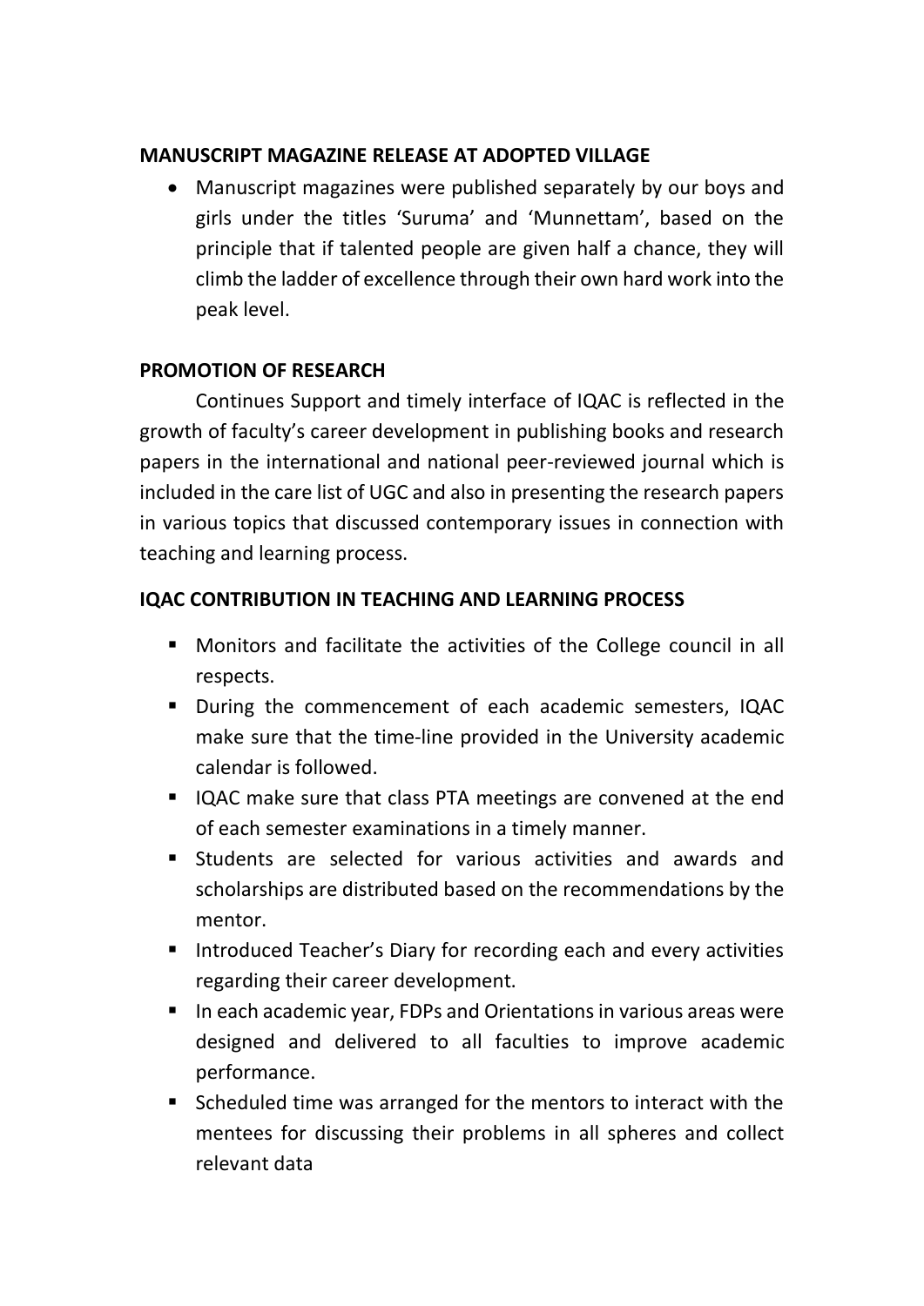**MANUSCRIPT MAGAZINE RELEASE AT ADOPTED VILLAGE**

- Manuscript magazines were published separately by our boys and girls under the titles 'Suruma' and 'Munnettam', based on the principle that if talented people are given half a chance, they will climb the ladder of excellence through their own hard work into the peak level.

**PROMOTION OF RESEARCH**

Continues Support and timely interface of IQAC is reflected in the growth of faculty's career development in publishing books and research papers in the international and national peer-reviewed journal which is included in the care list of UGC and also in presenting the research papers in various topics that discussed contemporary issues in connection with teaching and learning process.

**IQAC CONTRIBUTION IN TEACHING AND LEARNING PROCESS**

- Monitors and facilitate the activities of the College council in all respects.
- During the commencement of each academic semesters, IQAC make sure that the time-line provided in the University academic calendar is followed.
- IQAC make sure that class PTA meetings are convened at the end of each semester examinations in a timely manner.
- Students are selected for various activities and awards and scholarships are distributed based on the recommendations by the mentor.
- Introduced Teacher's Diary for recording each and every activities regarding their career development.
- In each academic year, FDPs and Orientations in various areas were designed and delivered to all faculties to improve academic performance.
- Scheduled time was arranged for the mentors to interact with the mentees for discussing their problems in all spheres and collect relevant data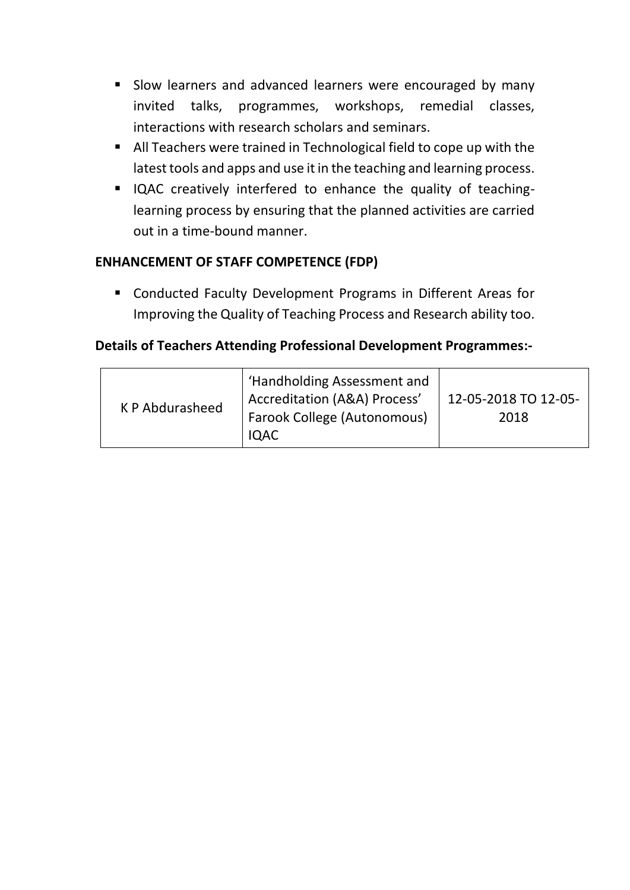- Slow learners and advanced learners were encouraged by many invited talks, programmes, workshops, remedial classes, interactions with research scholars and seminars.
- All Teachers were trained in Technological field to cope up with the latest tools and apps and use it in the teaching and learning process.
- IQAC creatively interfered to enhance the quality of teaching-learning process by ensuring that the planned activities are carried out in a time-bound manner.

**ENHANCEMENT OF STAFF COMPETENCE (FDP)**

- Conducted Faculty Development Programs in Different Areas for Improving the Quality of Teaching Process and Research ability too.

**Details of Teachers Attending Professional Development Programmes:-**

| | | |
|---|---|---|
| K P Abdurasheed | 'Handholding Assessment and Accreditation (A&A) Process' Farook College (Autonomous) IQAC | 12-05-2018 TO 12-05-2018 |